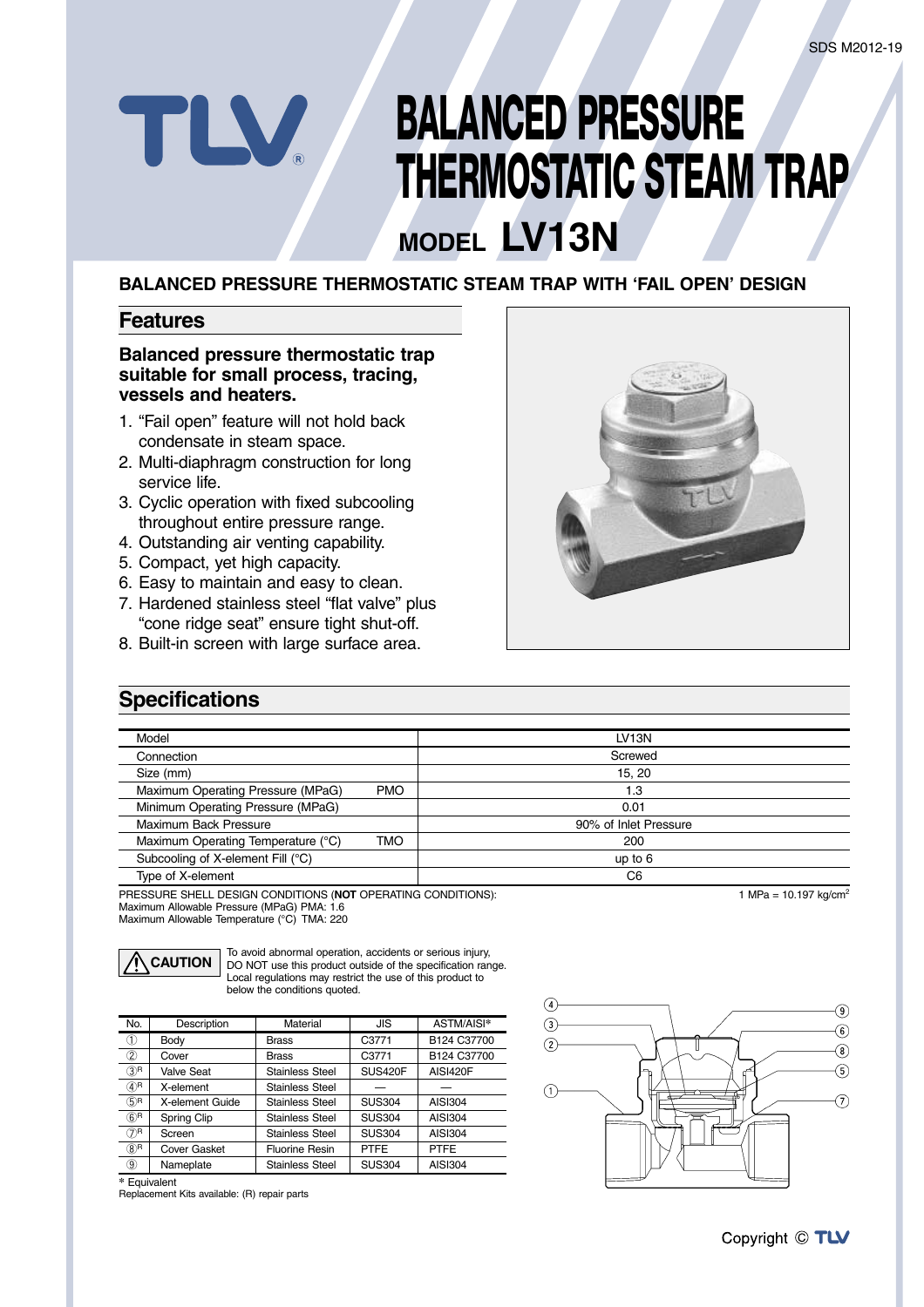# BALANCED PRESSURE THERMOSTATIC STEAM TRAP

## MODEL LV13N

**BALANCED PRESSURE THERMOSTATIC STEAM TRAP WITH 'FAIL OPEN' DESIGN**

## Features

**Balanced pressure thermostatic trap suitable for small process, tracing, vessels and heaters.**

1. "Fail open" feature will not hold back condensate in steam space.
2. Multi-diaphragm construction for long service life.
3. Cyclic operation with fixed subcooling throughout entire pressure range.
4. Outstanding air venting capability.
5. Compact, yet high capacity.
6. Easy to maintain and easy to clean.
7. Hardened stainless steel "flat valve" plus "cone ridge seat" ensure tight shut-off.
8. Built-in screen with large surface area.

## Specifications

| Model | | LV13N |
|---|---|---|
| Connection | | Screwed |
| Size (mm) | | 15, 20 |
| Maximum Operating Pressure (MPaG) | PMO | 1.3 |
| Minimum Operating Pressure (MPaG) | | 0.01 |
| Maximum Back Pressure | | 90% of Inlet Pressure |
| Maximum Operating Temperature (°C) | TMO | 200 |
| Subcooling of X-element Fill (°C) | | up to 6 |
| Type of X-element | | C6 |

PRESSURE SHELL DESIGN CONDITIONS (**NOT** OPERATING CONDITIONS):
Maximum Allowable Pressure (MPaG) PMA: 1.6
Maximum Allowable Temperature (°C) TMA: 220

1 MPa = 10.197 kg/cm$^2$

**CAUTION** To avoid abnormal operation, accidents or serious injury, DO NOT use this product outside of the specification range. Local regulations may restrict the use of this product to below the conditions quoted.

| No. | Description | Material | JIS | ASTM/AISI* |
|---|---|---|---|---|
| ① | Body | Brass | C3771 | B124 C37700 |
| ② | Cover | Brass | C3771 | B124 C37700 |
| ③R | Valve Seat | Stainless Steel | SUS420F | AISI420F |
| ④R | X-element | Stainless Steel | — | — |
| ⑤R | X-element Guide | Stainless Steel | SUS304 | AISI304 |
| ⑥R | Spring Clip | Stainless Steel | SUS304 | AISI304 |
| ⑦R | Screen | Stainless Steel | SUS304 | AISI304 |
| ⑧R | Cover Gasket | Fluorine Resin | PTFE | PTFE |
| ⑨ | Nameplate | Stainless Steel | SUS304 | AISI304 |

* Equivalent
Replacement Kits available: (R) repair parts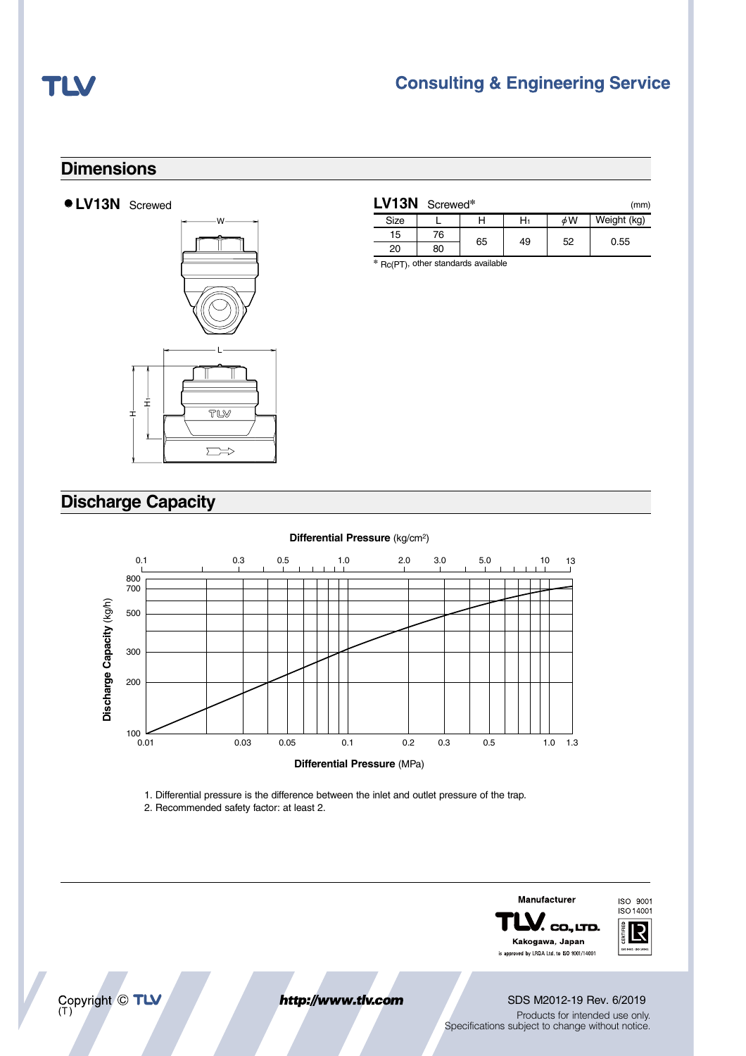## Dimensions

● **LV13N** Screwed

W

L

H

$H_1$

**LV13N** Screwed* (mm)

| Size | L | H | $H_1$ | $\phi$W | Weight (kg) |
|---|---|---|---|---|---|
| 15 | 76 | 65 | 49 | 52 | 0.55 |
| 20 | 80 | | | | |

* Rc(PT), other standards available

## Discharge Capacity

**Differential Pressure** (kg/cm²)

0.1 0.3 0.5 1.0 2.0 3.0 5.0 10 13

800
700
500
300
200
100

**Discharge Capacity** (kg/h)

0.01 0.03 0.05 0.1 0.2 0.3 0.5 1.0 1.3

**Differential Pressure** (MPa)

1. Differential pressure is the difference between the inlet and outlet pressure of the trap.
2. Recommended safety factor: at least 2.

Manufacturer

TLV. CO., LTD.

Kakogawa, Japan

is approved by LRQA Ltd. to ISO 9001/14001

ISO 9001
ISO 14001

Copyright © TLV
(T)

http://www.tlv.com

SDS M2012-19 Rev. 6/2019

Products for intended use only.
Specifications subject to change without notice.